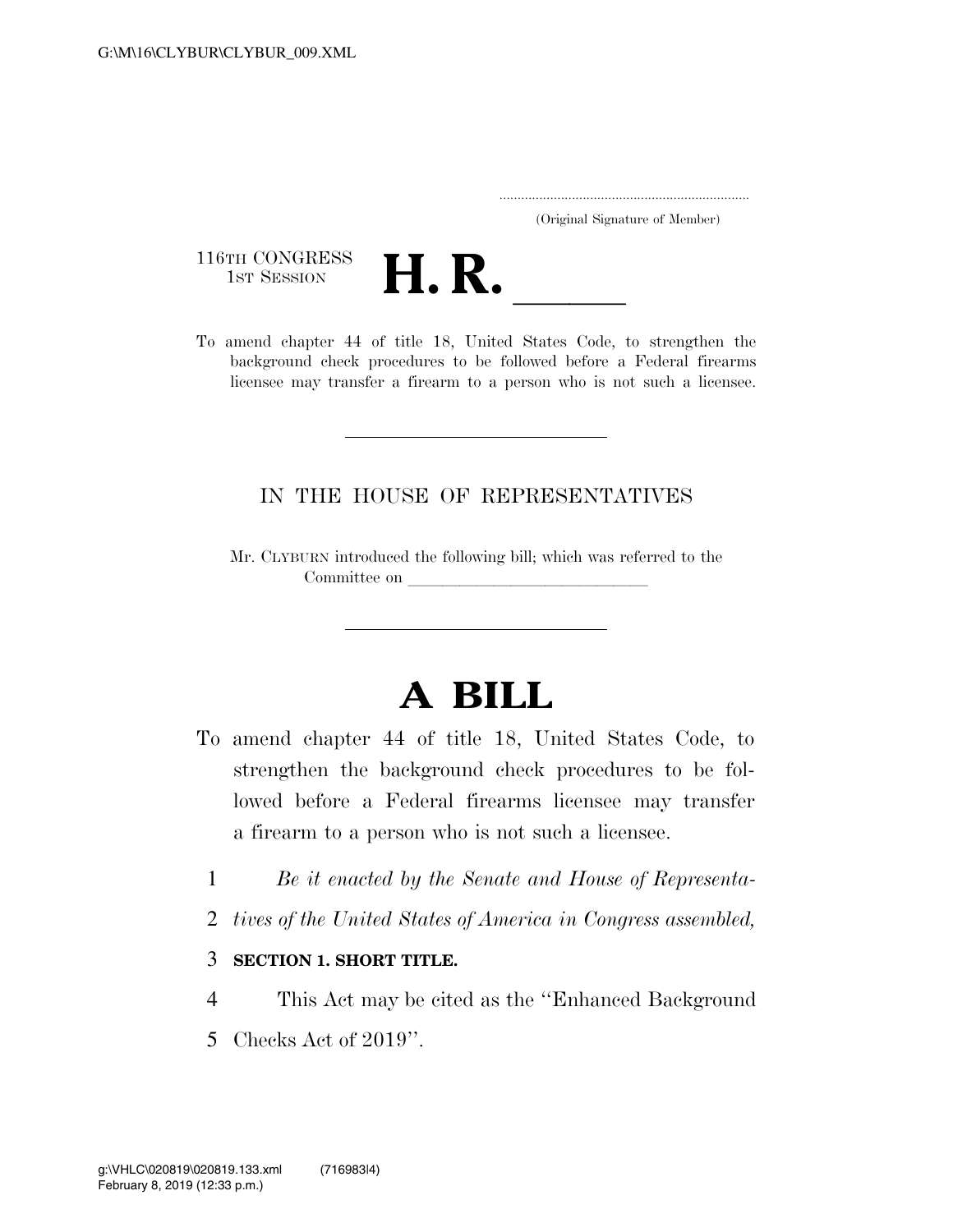G:\M\16\CLYBUR\CLYBUR_009.XML

.....................................................................
(Original Signature of Member)

116TH CONGRESS
1ST SESSION

# H. R. \_\_\_\_\_\_

To amend chapter 44 of title 18, United States Code, to strengthen the background check procedures to be followed before a Federal firearms licensee may transfer a firearm to a person who is not such a licensee.

---

IN THE HOUSE OF REPRESENTATIVES

Mr. CLYBURN introduced the following bill; which was referred to the Committee on \_\_\_\_\_\_\_\_\_\_\_\_\_\_\_\_\_\_\_\_\_\_\_\_\_\_\_\_\_\_

---

# A BILL

To amend chapter 44 of title 18, United States Code, to strengthen the background check procedures to be followed before a Federal firearms licensee may transfer a firearm to a person who is not such a licensee.

1 *Be it enacted by the Senate and House of Representa-*
2 *tives of the United States of America in Congress assembled,*

3 **SECTION 1. SHORT TITLE.**

4 This Act may be cited as the ''Enhanced Background
5 Checks Act of 2019''.

g:\VHLC\020819\020819.133.xml (716983|4)
February 8, 2019 (12:33 p.m.)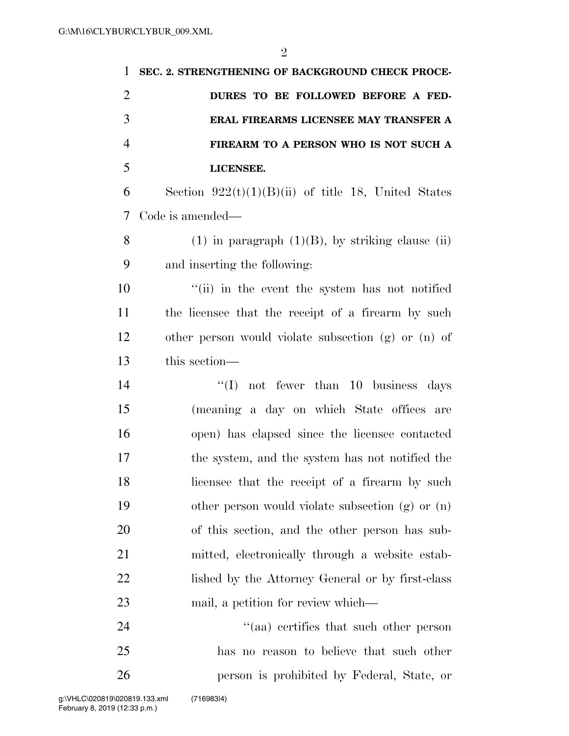**SEC. 2. STRENGTHENING OF BACKGROUND CHECK PROCEDURES TO BE FOLLOWED BEFORE A FEDERAL FIREARMS LICENSEE MAY TRANSFER A FIREARM TO A PERSON WHO IS NOT SUCH A LICENSEE.**

Section 922(t)(1)(B)(ii) of title 18, United States Code is amended—

(1) in paragraph (1)(B), by striking clause (ii) and inserting the following:

"(ii) in the event the system has not notified the licensee that the receipt of a firearm by such other person would violate subsection (g) or (n) of this section—

"(I) not fewer than 10 business days (meaning a day on which State offices are open) has elapsed since the licensee contacted the system, and the system has not notified the licensee that the receipt of a firearm by such other person would violate subsection (g) or (n) of this section, and the other person has submitted, electronically through a website established by the Attorney General or by first-class mail, a petition for review which—

"(aa) certifies that such other person has no reason to believe that such other person is prohibited by Federal, State, or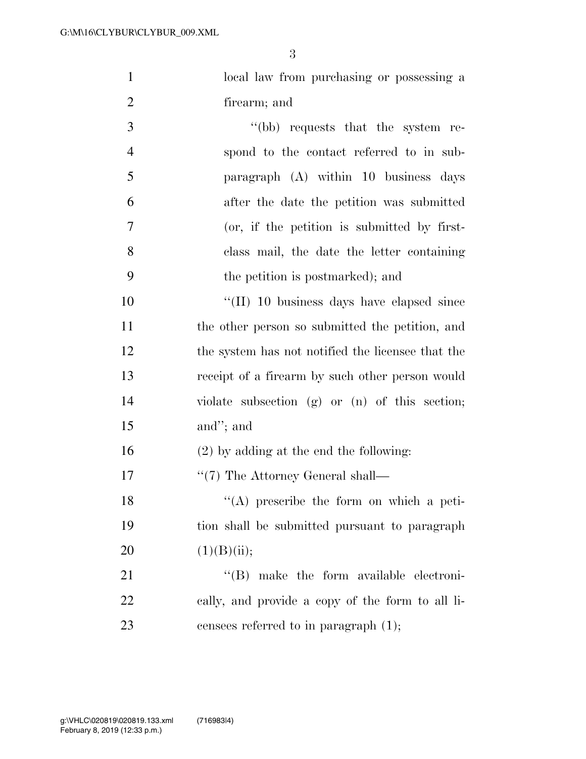local law from purchasing or possessing a firearm; and

''(bb) requests that the system respond to the contact referred to in subparagraph (A) within 10 business days after the date the petition was submitted (or, if the petition is submitted by first-class mail, the date the letter containing the petition is postmarked); and

''(II) 10 business days have elapsed since the other person so submitted the petition, and the system has not notified the licensee that the receipt of a firearm by such other person would violate subsection (g) or (n) of this section; and''; and

(2) by adding at the end the following:

''(7) The Attorney General shall—

''(A) prescribe the form on which a petition shall be submitted pursuant to paragraph (1)(B)(ii);

''(B) make the form available electronically, and provide a copy of the form to all licensees referred to in paragraph (1);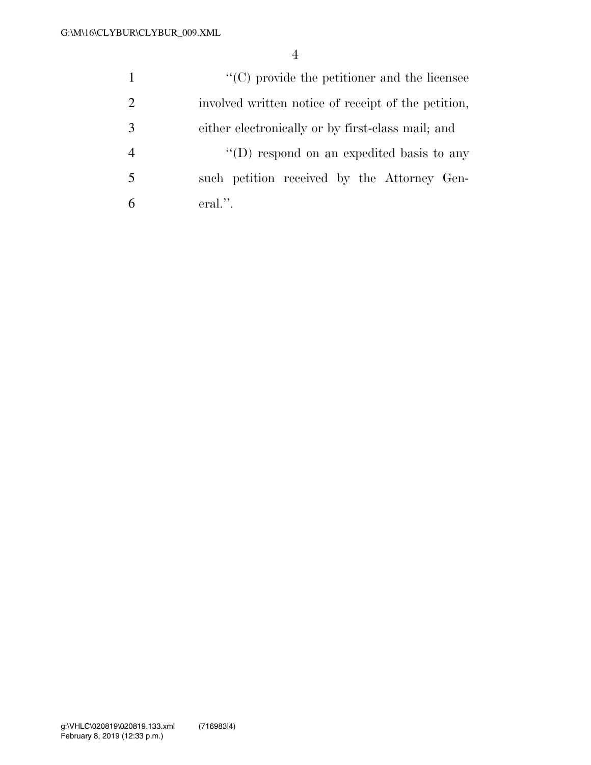''(C) provide the petitioner and the licensee involved written notice of receipt of the petition, either electronically or by first-class mail; and

''(D) respond on an expedited basis to any such petition received by the Attorney General.''.